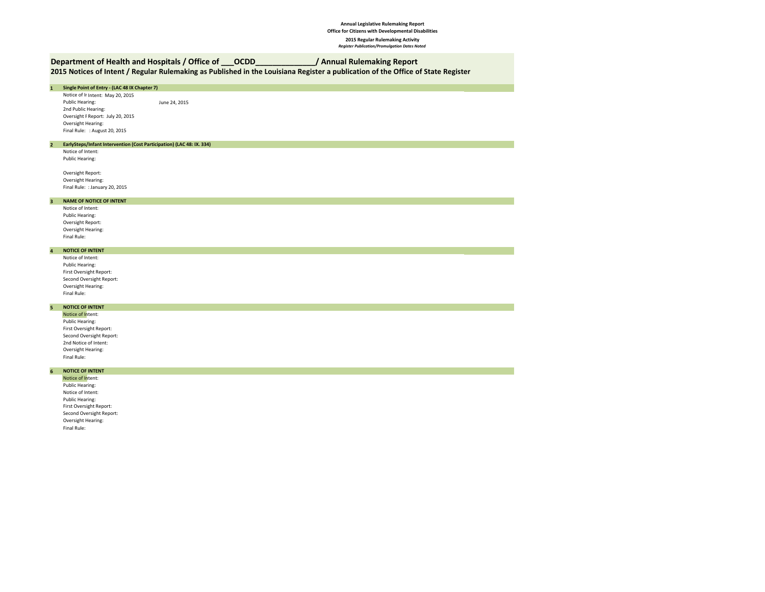**Annual Legislative Rulemaking Report**
**Office for Citizens with Developmental Disabilities**

**2015 Regular Rulemaking Activity**
***Register Publication/Promulgation Dates Noted***

## Department of Health and Hospitals / Office of ___OCDD_____________/ Annual Rulemaking Report

## 2015 Notices of Intent / Regular Rulemaking as Published in the Louisiana Register a publication of the Office of State Register

**1 Single Point of Entry - (LAC 48 IX Chapter 7)**

Notice of Ir Intent: May 20, 2015
Public Hearing: June 24, 2015
2nd Public Hearing:
Oversight F Report: July 20, 2015
Oversight Hearing:
Final Rule: : August 20, 2015

**2 EarlySteps/Infant Intervention (Cost Participation) (LAC 48: IX. 334)**

Notice of Intent:
Public Hearing:

Oversight Report:
Oversight Hearing:
Final Rule: : January 20, 2015

**3 NAME OF NOTICE OF INTENT**

Notice of Intent:
Public Hearing:
Oversight Report:
Oversight Hearing:
Final Rule:

**4 NOTICE OF INTENT**

Notice of Intent:
Public Hearing:
First Oversight Report:
Second Oversight Report:
Oversight Hearing:
Final Rule:

**5 NOTICE OF INTENT**

Notice of Intent:
Public Hearing:
First Oversight Report:
Second Oversight Report:
2nd Notice of Intent:
Oversight Hearing:
Final Rule:

**6 NOTICE OF INTENT**

Notice of Intent:
Public Hearing:
Notice of Intent:
Public Hearing:
First Oversight Report:
Second Oversight Report:
Oversight Hearing:
Final Rule: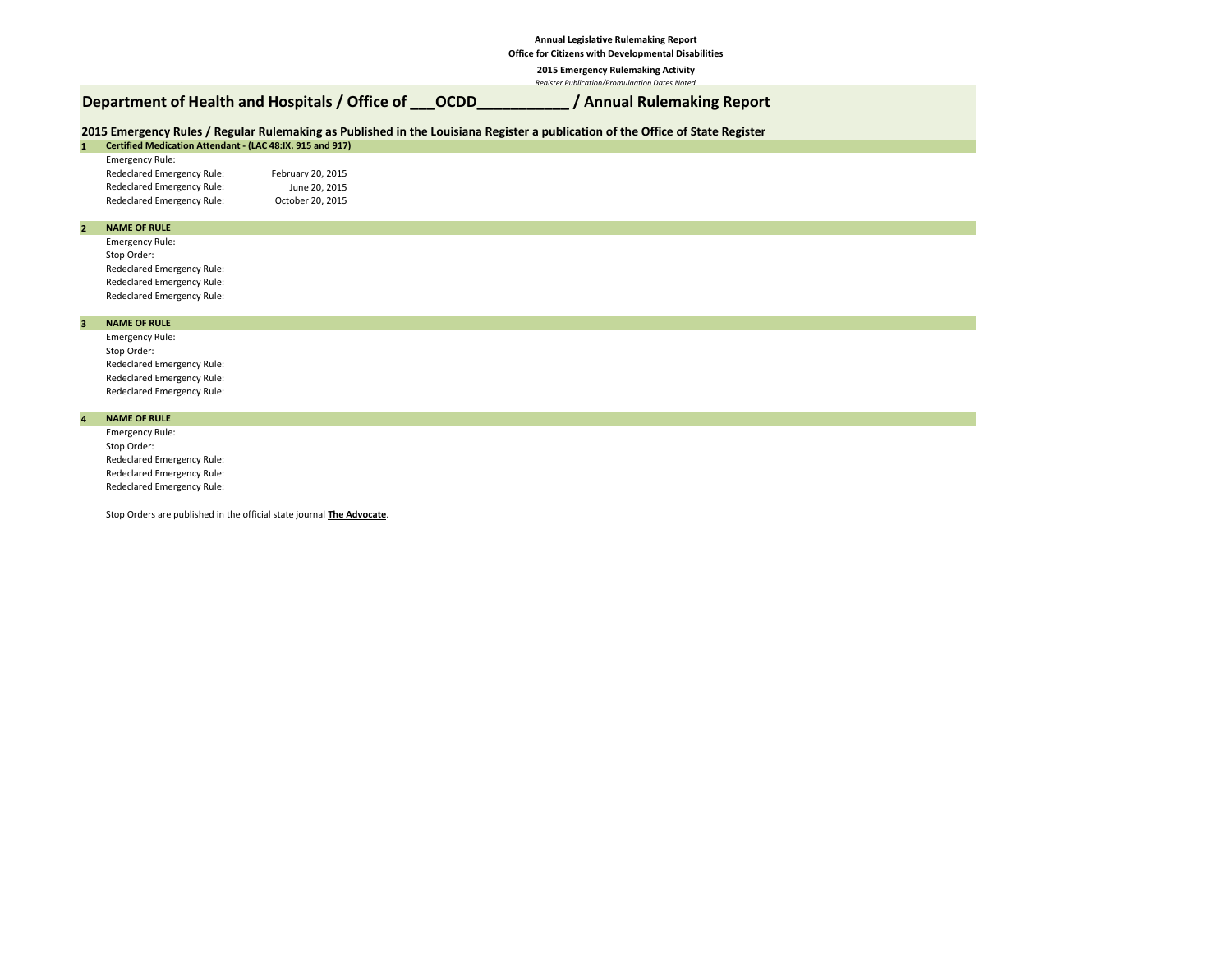**Annual Legislative Rulemaking Report**

**Office for Citizens with Developmental Disabilities**

**2015 Emergency Rulemaking Activity**

*Register Publication/Promulgation Dates Noted*

# Department of Health and Hospitals / Office of ___OCDD__________ / Annual Rulemaking Report

## 2015 Emergency Rules / Regular Rulemaking as Published in the Louisiana Register a publication of the Office of State Register

**1 Certified Medication Attendant - (LAC 48:IX. 915 and 917)**

| | |
|---|---|
| Emergency Rule: | |
| Redeclared Emergency Rule: | February 20, 2015 |
| Redeclared Emergency Rule: | June 20, 2015 |
| Redeclared Emergency Rule: | October 20, 2015 |

**2 NAME OF RULE**

| | |
|---|---|
| Emergency Rule: | |
| Stop Order: | |
| Redeclared Emergency Rule: | |
| Redeclared Emergency Rule: | |
| Redeclared Emergency Rule: | |

**3 NAME OF RULE**

| | |
|---|---|
| Emergency Rule: | |
| Stop Order: | |
| Redeclared Emergency Rule: | |
| Redeclared Emergency Rule: | |
| Redeclared Emergency Rule: | |

**4 NAME OF RULE**

| | |
|---|---|
| Emergency Rule: | |
| Stop Order: | |
| Redeclared Emergency Rule: | |
| Redeclared Emergency Rule: | |
| Redeclared Emergency Rule: | |

Stop Orders are published in the official state journal **The Advocate**.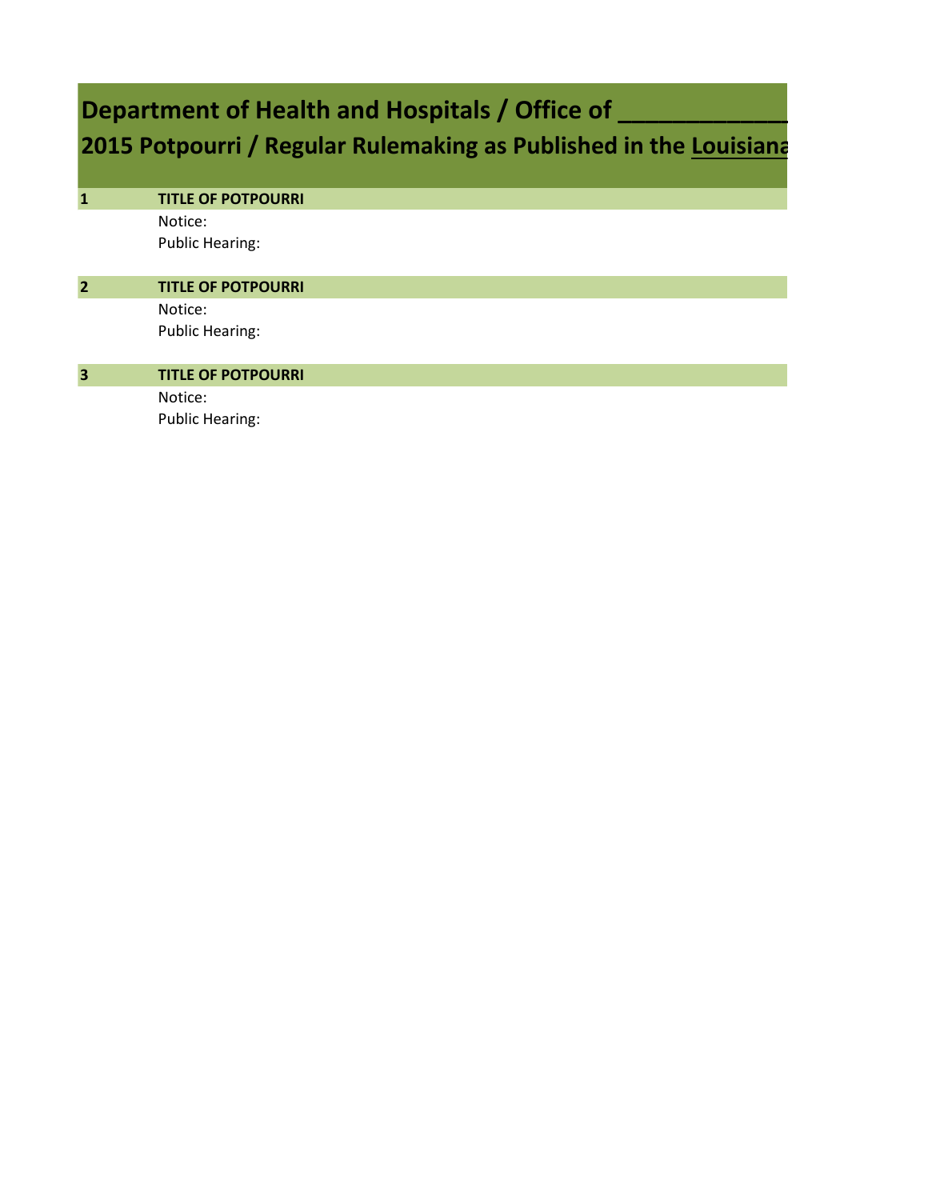# Department of Health and Hospitals / Office of ______________

## 2015 Potpourri / Regular Rulemaking as Published in the Louisiana

**1** **TITLE OF POTPOURRI**

Notice:

Public Hearing:

**2** **TITLE OF POTPOURRI**

Notice:

Public Hearing:

**3** **TITLE OF POTPOURRI**

Notice:

Public Hearing: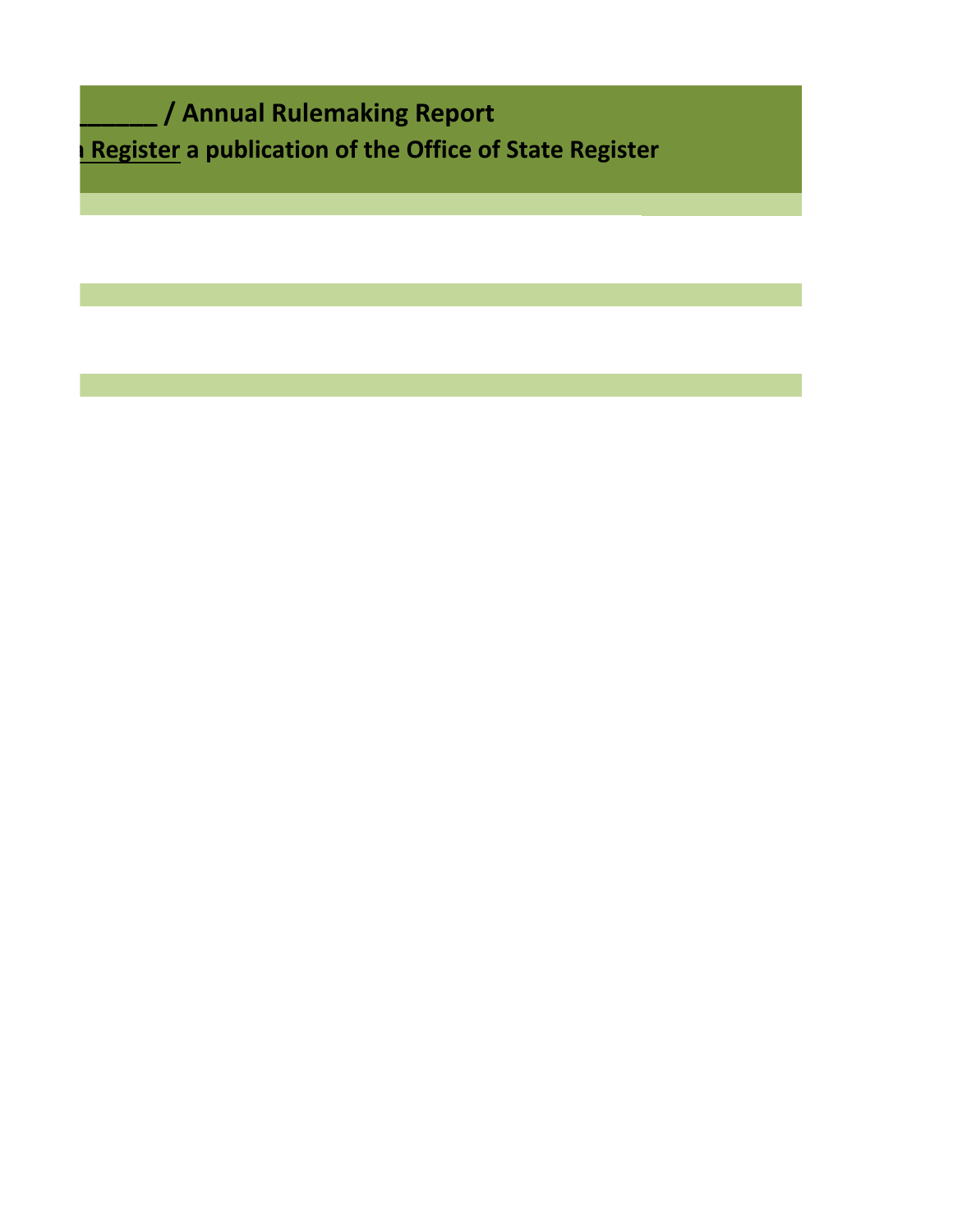## ______ / Annual Rulemaking Report

**a Register a publication of the Office of State Register**